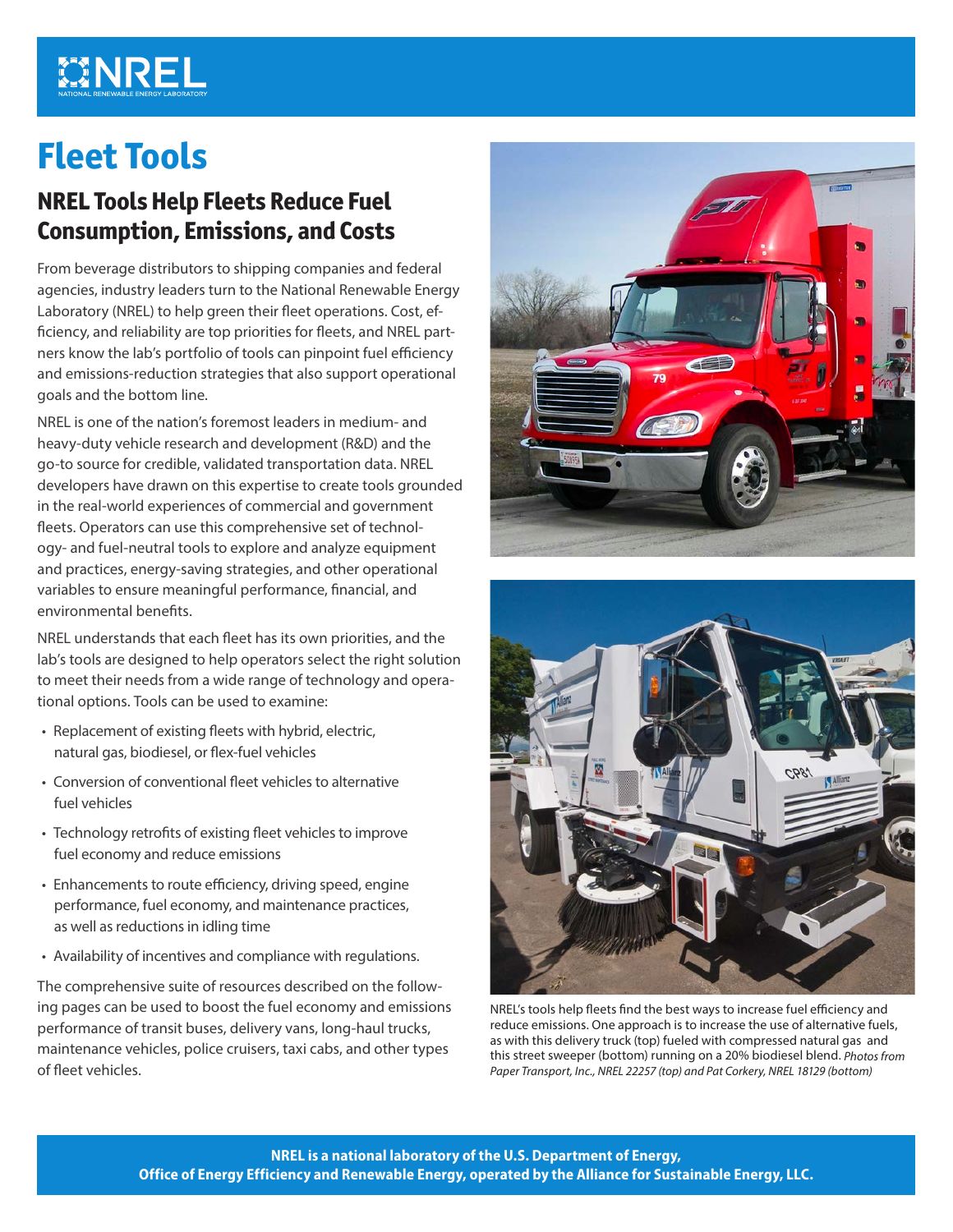# Fleet Tools

## NREL Tools Help Fleets Reduce Fuel Consumption, Emissions, and Costs

From beverage distributors to shipping companies and federal agencies, industry leaders turn to the National Renewable Energy Laboratory (NREL) to help green their fleet operations. Cost, efficiency, and reliability are top priorities for fleets, and NREL partners know the lab's portfolio of tools can pinpoint fuel efficiency and emissions-reduction strategies that also support operational goals and the bottom line.

NREL is one of the nation's foremost leaders in medium- and heavy-duty vehicle research and development (R&D) and the go-to source for credible, validated transportation data. NREL developers have drawn on this expertise to create tools grounded in the real-world experiences of commercial and government fleets. Operators can use this comprehensive set of technology- and fuel-neutral tools to explore and analyze equipment and practices, energy-saving strategies, and other operational variables to ensure meaningful performance, financial, and environmental benefits.

NREL understands that each fleet has its own priorities, and the lab's tools are designed to help operators select the right solution to meet their needs from a wide range of technology and operational options. Tools can be used to examine:

- Replacement of existing fleets with hybrid, electric, natural gas, biodiesel, or flex-fuel vehicles
- Conversion of conventional fleet vehicles to alternative fuel vehicles
- Technology retrofits of existing fleet vehicles to improve fuel economy and reduce emissions
- Enhancements to route efficiency, driving speed, engine performance, fuel economy, and maintenance practices, as well as reductions in idling time
- Availability of incentives and compliance with regulations.

The comprehensive suite of resources described on the following pages can be used to boost the fuel economy and emissions performance of transit buses, delivery vans, long-haul trucks, maintenance vehicles, police cruisers, taxi cabs, and other types of fleet vehicles.

NREL's tools help fleets find the best ways to increase fuel efficiency and reduce emissions. One approach is to increase the use of alternative fuels, as with this delivery truck (top) fueled with compressed natural gas and this street sweeper (bottom) running on a 20% biodiesel blend. *Photos from Paper Transport, Inc., NREL 22257 (top) and Pat Corkery, NREL 18129 (bottom)*

**NREL is a national laboratory of the U.S. Department of Energy, Office of Energy Efficiency and Renewable Energy, operated by the Alliance for Sustainable Energy, LLC.**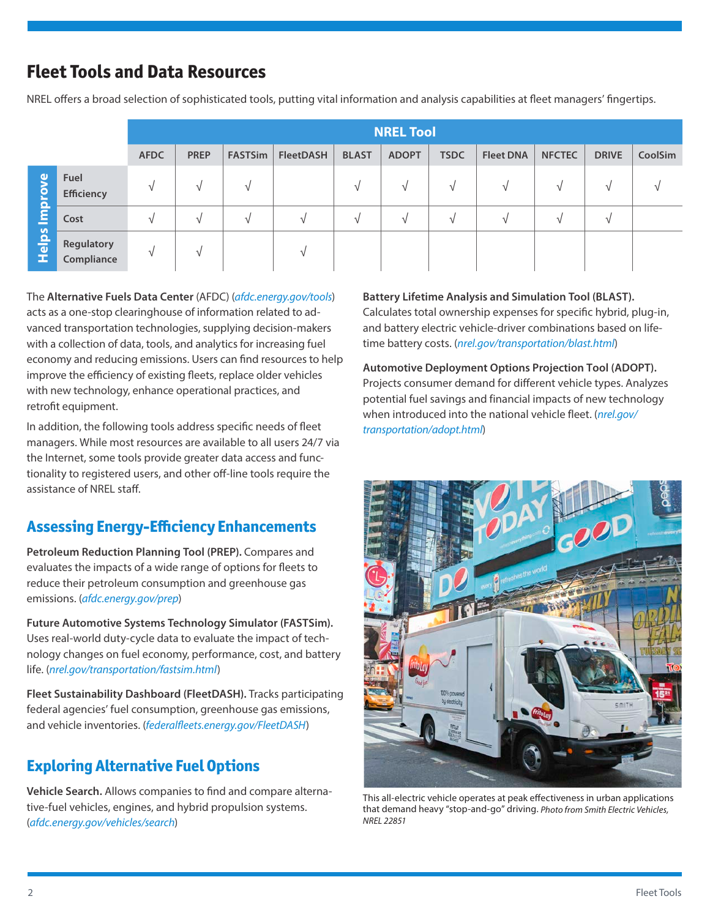## Fleet Tools and Data Resources

NREL offers a broad selection of sophisticated tools, putting vital information and analysis capabilities at fleet managers' fingertips.

| Helps Improve | NREL Tool | | | | | | | | | | |
|---|---|---|---|---|---|---|---|---|---|---|---|
| | AFDC | PREP | FASTSim | FleetDASH | BLAST | ADOPT | TSDC | Fleet DNA | NFCTEC | DRIVE | CoolSim |
| Fuel Efficiency | √ | √ | √ | | √ | √ | √ | √ | √ | √ | √ |
| Cost | √ | √ | √ | √ | √ | √ | √ | √ | √ | √ | |
| Regulatory Compliance | √ | √ | | √ | | | | | | | |

The **Alternative Fuels Data Center** (AFDC) (*afdc.energy.gov/tools*) acts as a one-stop clearinghouse of information related to advanced transportation technologies, supplying decision-makers with a collection of data, tools, and analytics for increasing fuel economy and reducing emissions. Users can find resources to help improve the efficiency of existing fleets, replace older vehicles with new technology, enhance operational practices, and retrofit equipment.

In addition, the following tools address specific needs of fleet managers. While most resources are available to all users 24/7 via the Internet, some tools provide greater data access and functionality to registered users, and other off-line tools require the assistance of NREL staff.

### Assessing Energy-Efficiency Enhancements

**Petroleum Reduction Planning Tool (PREP).** Compares and evaluates the impacts of a wide range of options for fleets to reduce their petroleum consumption and greenhouse gas emissions. (*afdc.energy.gov/prep*)

**Future Automotive Systems Technology Simulator (FASTSim).** Uses real-world duty-cycle data to evaluate the impact of technology changes on fuel economy, performance, cost, and battery life. (*nrel.gov/transportation/fastsim.html*)

**Fleet Sustainability Dashboard (FleetDASH).** Tracks participating federal agencies' fuel consumption, greenhouse gas emissions, and vehicle inventories. (*federalfleets.energy.gov/FleetDASH*)

### Exploring Alternative Fuel Options

**Vehicle Search.** Allows companies to find and compare alternative-fuel vehicles, engines, and hybrid propulsion systems. (*afdc.energy.gov/vehicles/search*)

**Battery Lifetime Analysis and Simulation Tool (BLAST).** Calculates total ownership expenses for specific hybrid, plug-in, and battery electric vehicle-driver combinations based on lifetime battery costs. (*nrel.gov/transportation/blast.html*)

**Automotive Deployment Options Projection Tool (ADOPT).** Projects consumer demand for different vehicle types. Analyzes potential fuel savings and financial impacts of new technology when introduced into the national vehicle fleet. (*nrel.gov/transportation/adopt.html*)

This all-electric vehicle operates at peak effectiveness in urban applications that demand heavy "stop-and-go" driving. *Photo from Smith Electric Vehicles, NREL 22851*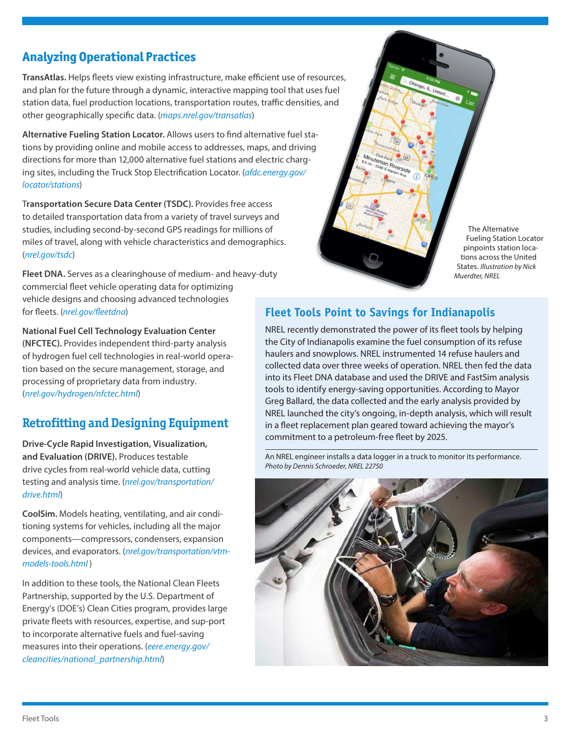## Analyzing Operational Practices

**TransAtlas.** Helps fleets view existing infrastructure, make efficient use of resources, and plan for the future through a dynamic, interactive mapping tool that uses fuel station data, fuel production locations, transportation routes, traffic densities, and other geographically specific data. (*maps.nrel.gov/transatlas*)

**Alternative Fueling Station Locator.** Allows users to find alternative fuel stations by providing online and mobile access to addresses, maps, and driving directions for more than 12,000 alternative fuel stations and electric charging sites, including the Truck Stop Electrification Locator. (*afdc.energy.gov/locator/stations*)

**Transportation Secure Data Center (TSDC).** Provides free access to detailed transportation data from a variety of travel surveys and studies, including second-by-second GPS readings for millions of miles of travel, along with vehicle characteristics and demographics. (*nrel.gov/tsdc*)

**Fleet DNA.** Serves as a clearinghouse of medium- and heavy-duty commercial fleet vehicle operating data for optimizing vehicle designs and choosing advanced technologies for fleets. (*nrel.gov/fleetdna*)

**National Fuel Cell Technology Evaluation Center (NFCTEC).** Provides independent third-party analysis of hydrogen fuel cell technologies in real-world operation based on the secure management, storage, and processing of proprietary data from industry. (*nrel.gov/hydrogen/nfctec.html*)

The Alternative Fueling Station Locator pinpoints station locations across the United States. *Illustration by Nick Muerdter, NREL*

## Retrofitting and Designing Equipment

**Drive-Cycle Rapid Investigation, Visualization, and Evaluation (DRIVE).** Produces testable drive cycles from real-world vehicle data, cutting testing and analysis time. (*nrel.gov/transportation/drive.html*)

**CoolSim.** Models heating, ventilating, and air conditioning systems for vehicles, including all the major components—compressors, condensers, expansion devices, and evaporators. (*nrel.gov/transportation/vtm-models-tools.html* )

In addition to these tools, the National Clean Fleets Partnership, supported by the U.S. Department of Energy's (DOE's) Clean Cities program, provides large private fleets with resources, expertise, and sup-port to incorporate alternative fuels and fuel-saving measures into their operations. (*eere.energy.gov/cleancities/national_partnership.html*)

### Fleet Tools Point to Savings for Indianapolis

NREL recently demonstrated the power of its fleet tools by helping the City of Indianapolis examine the fuel consumption of its refuse haulers and snowplows. NREL instrumented 14 refuse haulers and collected data over three weeks of operation. NREL then fed the data into its Fleet DNA database and used the DRIVE and FastSim analysis tools to identify energy-saving opportunities. According to Mayor Greg Ballard, the data collected and the early analysis provided by NREL launched the city's ongoing, in-depth analysis, which will result in a fleet replacement plan geared toward achieving the mayor's commitment to a petroleum-free fleet by 2025.

An NREL engineer installs a data logger in a truck to monitor its performance. *Photo by Dennis Schroeder, NREL 22750*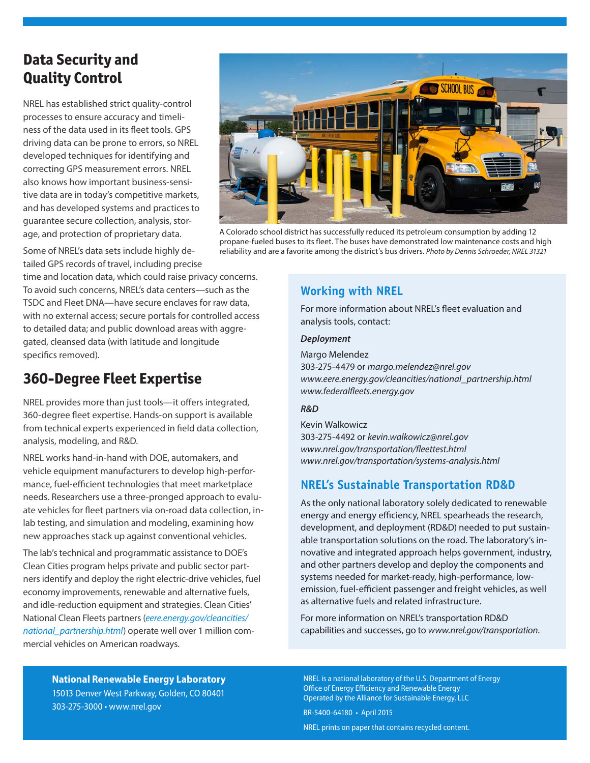## Data Security and Quality Control

NREL has established strict quality-control processes to ensure accuracy and timeliness of the data used in its fleet tools. GPS driving data can be prone to errors, so NREL developed techniques for identifying and correcting GPS measurement errors. NREL also knows how important business-sensitive data are in today's competitive markets, and has developed systems and practices to guarantee secure collection, analysis, storage, and protection of proprietary data.

Some of NREL's data sets include highly detailed GPS records of travel, including precise time and location data, which could raise privacy concerns. To avoid such concerns, NREL's data centers—such as the TSDC and Fleet DNA—have secure enclaves for raw data, with no external access; secure portals for controlled access to detailed data; and public download areas with aggregated, cleansed data (with latitude and longitude specifics removed).

A Colorado school district has successfully reduced its petroleum consumption by adding 12 propane-fueled buses to its fleet. The buses have demonstrated low maintenance costs and high reliability and are a favorite among the district's bus drivers. *Photo by Dennis Schroeder, NREL 31321*

## 360-Degree Fleet Expertise

NREL provides more than just tools—it offers integrated, 360-degree fleet expertise. Hands-on support is available from technical experts experienced in field data collection, analysis, modeling, and R&D.

NREL works hand-in-hand with DOE, automakers, and vehicle equipment manufacturers to develop high-performance, fuel-efficient technologies that meet marketplace needs. Researchers use a three-pronged approach to evaluate vehicles for fleet partners via on-road data collection, in-lab testing, and simulation and modeling, examining how new approaches stack up against conventional vehicles.

The lab's technical and programmatic assistance to DOE's Clean Cities program helps private and public sector partners identify and deploy the right electric-drive vehicles, fuel economy improvements, renewable and alternative fuels, and idle-reduction equipment and strategies. Clean Cities' National Clean Fleets partners (*eere.energy.gov/cleancities/national_partnership.html*) operate well over 1 million commercial vehicles on American roadways.

### Working with NREL

For more information about NREL's fleet evaluation and analysis tools, contact:

***Deployment***

Margo Melendez
303-275-4479 or *margo.melendez@nrel.gov*
*www.eere.energy.gov/cleancities/national_partnership.html*
*www.federalfleets.energy.gov*

***R&D***

Kevin Walkowicz
303-275-4492 or *kevin.walkowicz@nrel.gov*
*www.nrel.gov/transportation/fleettest.html*
*www.nrel.gov/transportation/systems-analysis.html*

### NREL's Sustainable Transportation RD&D

As the only national laboratory solely dedicated to renewable energy and energy efficiency, NREL spearheads the research, development, and deployment (RD&D) needed to put sustainable transportation solutions on the road. The laboratory's innovative and integrated approach helps government, industry, and other partners develop and deploy the components and systems needed for market-ready, high-performance, low-emission, fuel-efficient passenger and freight vehicles, as well as alternative fuels and related infrastructure.

For more information on NREL's transportation RD&D capabilities and successes, go to *www.nrel.gov/transportation*.

**National Renewable Energy Laboratory**
15013 Denver West Parkway, Golden, CO 80401
303-275-3000 • www.nrel.gov

NREL is a national laboratory of the U.S. Department of Energy
Office of Energy Efficiency and Renewable Energy
Operated by the Alliance for Sustainable Energy, LLC

BR-5400-64180 • April 2015

NREL prints on paper that contains recycled content.